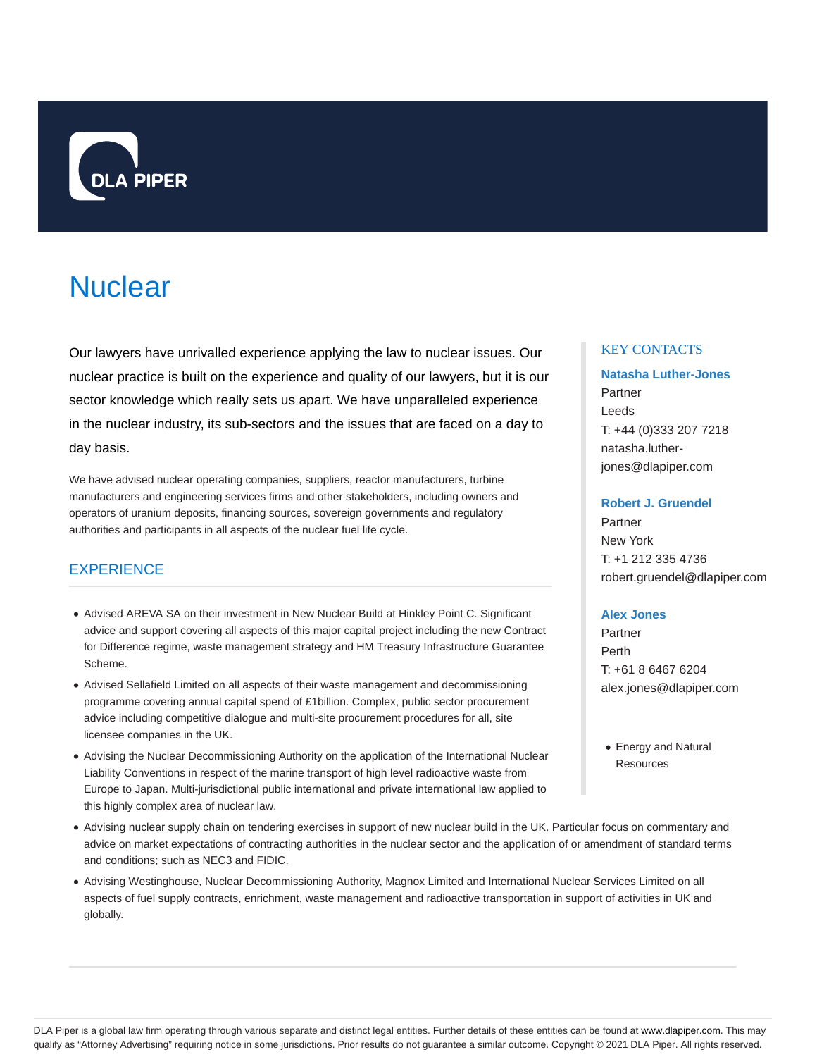# Nuclear

Our lawyers have unrivalled experience applying the law to nuclear issues. Our nuclear practice is built on the experience and quality of our lawyers, but it is our sector knowledge which really sets us apart. We have unparalleled experience in the nuclear industry, its sub-sectors and the issues that are faced on a day to day basis.

We have advised nuclear operating companies, suppliers, reactor manufacturers, turbine manufacturers and engineering services firms and other stakeholders, including owners and operators of uranium deposits, financing sources, sovereign governments and regulatory authorities and participants in all aspects of the nuclear fuel life cycle.

## EXPERIENCE

- Advised AREVA SA on their investment in New Nuclear Build at Hinkley Point C. Significant advice and support covering all aspects of this major capital project including the new Contract for Difference regime, waste management strategy and HM Treasury Infrastructure Guarantee Scheme.
- Advised Sellafield Limited on all aspects of their waste management and decommissioning programme covering annual capital spend of £1billion. Complex, public sector procurement advice including competitive dialogue and multi-site procurement procedures for all, site licensee companies in the UK.
- Advising the Nuclear Decommissioning Authority on the application of the International Nuclear Liability Conventions in respect of the marine transport of high level radioactive waste from Europe to Japan. Multi-jurisdictional public international and private international law applied to this highly complex area of nuclear law.
- Advising nuclear supply chain on tendering exercises in support of new nuclear build in the UK. Particular focus on commentary and advice on market expectations of contracting authorities in the nuclear sector and the application of or amendment of standard terms and conditions; such as NEC3 and FIDIC.
- Advising Westinghouse, Nuclear Decommissioning Authority, Magnox Limited and International Nuclear Services Limited on all aspects of fuel supply contracts, enrichment, waste management and radioactive transportation in support of activities in UK and globally.

## KEY CONTACTS

**Natasha Luther-Jones**
Partner
Leeds
T: +44 (0)333 207 7218
natasha.luther-jones@dlapiper.com

**Robert J. Gruendel**
Partner
New York
T: +1 212 335 4736
robert.gruendel@dlapiper.com

**Alex Jones**
Partner
Perth
T: +61 8 6467 6204
alex.jones@dlapiper.com

- Energy and Natural Resources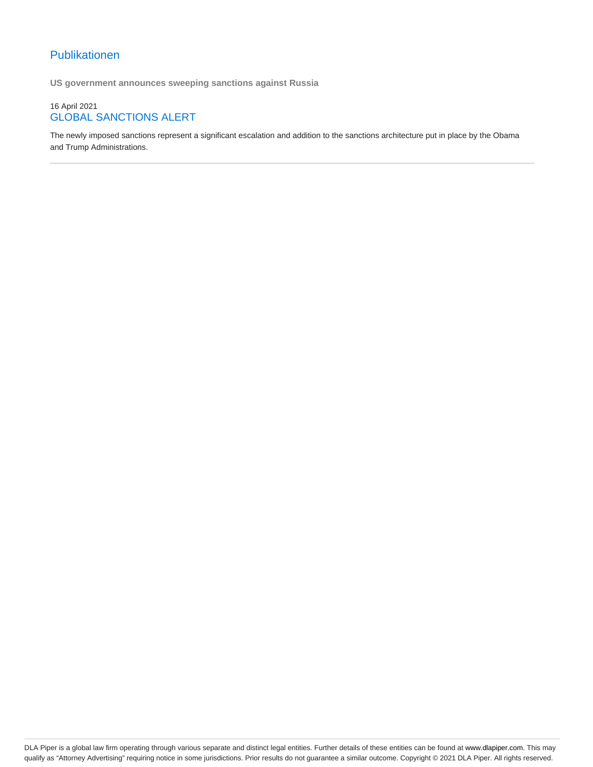## Publikationen

**US government announces sweeping sanctions against Russia**

16 April 2021
GLOBAL SANCTIONS ALERT

The newly imposed sanctions represent a significant escalation and addition to the sanctions architecture put in place by the Obama and Trump Administrations.

---

DLA Piper is a global law firm operating through various separate and distinct legal entities. Further details of these entities can be found at www.dlapiper.com. This may qualify as "Attorney Advertising" requiring notice in some jurisdictions. Prior results do not guarantee a similar outcome. Copyright © 2021 DLA Piper. All rights reserved.